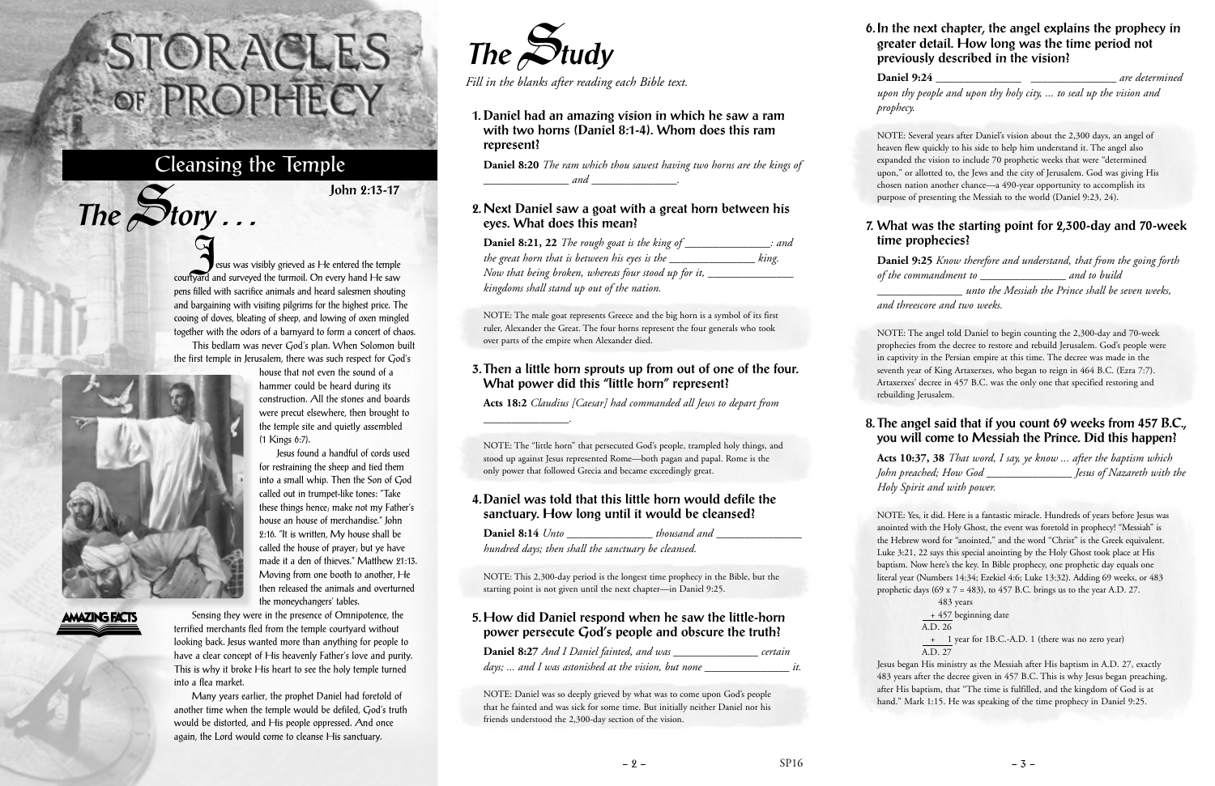# STORACLES OF PROPHECY

## Cleansing the Temple

**John 2:13-17**

## The Story . . .

Jesus was visibly grieved as He entered the temple courtyard and surveyed the turmoil. On every hand He saw pens filled with sacrifice animals and heard salesmen shouting and bargaining with visiting pilgrims for the highest price. The cooing of doves, bleating of sheep, and lowing of oxen mingled together with the odors of a barnyard to form a concert of chaos.

This bedlam was never God's plan. When Solomon built the first temple in Jerusalem, there was such respect for God's house that not even the sound of a hammer could be heard during its construction. All the stones and boards were precut elsewhere, then brought to the temple site and quietly assembled (1 Kings 6:7).

Jesus found a handful of cords used for restraining the sheep and tied them into a small whip. Then the Son of God called out in trumpet-like tones: "Take these things hence; make not my Father's house an house of merchandise." John 2:16. "It is written, My house shall be called the house of prayer; but ye have made it a den of thieves." Matthew 21:13. Moving from one booth to another, He then released the animals and overturned the moneychangers' tables.

Sensing they were in the presence of Omnipotence, the terrified merchants fled from the temple courtyard without looking back. Jesus wanted more than anything for people to have a clear concept of His heavenly Father's love and purity. This is why it broke His heart to see the holy temple turned into a flea market.

Many years earlier, the prophet Daniel had foretold of another time when the temple would be defiled, God's truth would be distorted, and His people oppressed. And once again, the Lord would come to cleanse His sanctuary.

AMAZING FACTS

## The Study

*Fill in the blanks after reading each Bible text.*

### 1. Daniel had an amazing vision in which he saw a ram with two horns (Daniel 8:1-4). Whom does this ram represent?

**Daniel 8:20** *The ram which thou sawest having two horns are the kings of _______________ and _______________.*

### 2. Next Daniel saw a goat with a great horn between his eyes. What does this mean?

**Daniel 8:21, 22** *The rough goat is the king of _______________: and the great horn that is between his eyes is the _______________ king. Now that being broken, whereas four stood up for it, _______________ kingdoms shall stand up out of the nation.*

NOTE: The male goat represents Greece and the big horn is a symbol of its first ruler, Alexander the Great. The four horns represent the four generals who took over parts of the empire when Alexander died.

### 3. Then a little horn sprouts up from out of one of the four. What power did this "little horn" represent?

**Acts 18:2** *Claudius [Caesar] had commanded all Jews to depart from _______________.*

NOTE: The "little horn" that persecuted God's people, trampled holy things, and stood up against Jesus represented Rome—both pagan and papal. Rome is the only power that followed Grecia and became exceedingly great.

### 4. Daniel was told that this little horn would defile the sanctuary. How long until it would be cleansed?

**Daniel 8:14** *Unto _______________ thousand and _______________ hundred days; then shall the sanctuary be cleansed.*

NOTE: This 2,300-day period is the longest time prophecy in the Bible, but the starting point is not given until the next chapter—in Daniel 9:25.

### 5. How did Daniel respond when he saw the little-horn power persecute God's people and obscure the truth?

**Daniel 8:27** *And I Daniel fainted, and was _______________ certain days; ... and I was astonished at the vision, but none _______________ it.*

NOTE: Daniel was so deeply grieved by what was to come upon God's people that he fainted and was sick for some time. But initially neither Daniel nor his friends understood the 2,300-day section of the vision.

### 6. In the next chapter, the angel explains the prophecy in greater detail. How long was the time period not previously described in the vision?

**Daniel 9:24** _______________ _______________ *are determined upon thy people and upon thy holy city, ... to seal up the vision and prophecy.*

NOTE: Several years after Daniel's vision about the 2,300 days, an angel of heaven flew quickly to his side to help him understand it. The angel also expanded the vision to include 70 prophetic weeks that were "determined upon," or allotted to, the Jews and the city of Jerusalem. God was giving His chosen nation another chance—a 490-year opportunity to accomplish its purpose of presenting the Messiah to the world (Daniel 9:23, 24).

### 7. What was the starting point for 2,300-day and 70-week time prophecies?

**Daniel 9:25** *Know therefore and understand, that from the going forth of the commandment to _______________ and to build _______________ unto the Messiah the Prince shall be seven weeks, and threescore and two weeks.*

NOTE: The angel told Daniel to begin counting the 2,300-day and 70-week prophecies from the decree to restore and rebuild Jerusalem. God's people were in captivity in the Persian empire at this time. The decree was made in the seventh year of King Artaxerxes, who began to reign in 464 B.C. (Ezra 7:7). Artaxerxes' decree in 457 B.C. was the only one that specified restoring and rebuilding Jerusalem.

### 8. The angel said that if you count 69 weeks from 457 B.C., you will come to Messiah the Prince. Did this happen?

**Acts 10:37, 38** *That word, I say, ye know ... after the baptism which John preached; How God _______________ Jesus of Nazareth with the Holy Spirit and with power.*

NOTE: Yes, it did. Here is a fantastic miracle. Hundreds of years before Jesus was anointed with the Holy Ghost, the event was foretold in prophecy! "Messiah" is the Hebrew word for "anointed," and the word "Christ" is the Greek equivalent. Luke 3:21, 22 says this special anointing by the Holy Ghost took place at His baptism. Now here's the key. In Bible prophecy, one prophetic day equals one literal year (Numbers 14:34; Ezekiel 4:6; Luke 13:32). Adding 69 weeks, or 483 prophetic days (69 x 7 = 483), to 457 B.C. brings us to the year A.D. 27.

483 years
+ 457 beginning date
A.D. 26
+ 1 year for 1B.C.-A.D. 1 (there was no zero year)
A.D. 27

Jesus began His ministry as the Messiah after His baptism in A.D. 27, exactly 483 years after the decree given in 457 B.C. This is why Jesus began preaching, after His baptism, that "The time is fulfilled, and the kingdom of God is at hand." Mark 1:15. He was speaking of the time prophecy in Daniel 9:25.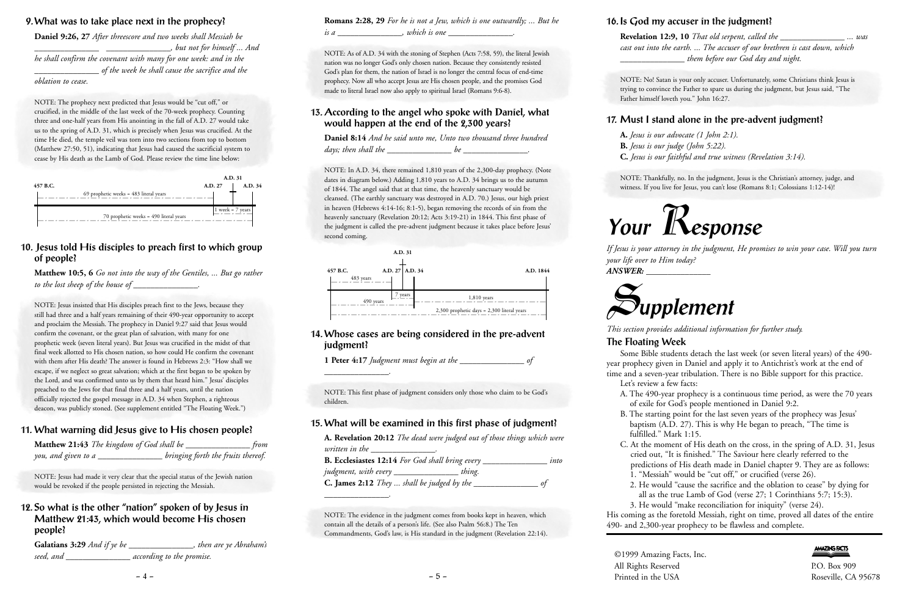## 9. What was to take place next in the prophecy?

**Daniel 9:26, 27** *After threescore and two weeks shall Messiah be _______________ _______________, but not for himself ... And he shall confirm the covenant with many for one week: and in the _______________ of the week he shall cause the sacrifice and the oblation to cease.*

NOTE: The prophecy next predicted that Jesus would be "cut off," or crucified, in the middle of the last week of the 70-week prophecy. Counting three and one-half years from His anointing in the fall of A.D. 27 would take us to the spring of A.D. 31, which is precisely when Jesus was crucified. At the time He died, the temple veil was torn into two sections from top to bottom (Matthew 27:50, 51), indicating that Jesus had caused the sacrificial system to cease by His death as the Lamb of God. Please review the time line below:

457 B.C.
A.D. 27
A.D. 31
A.D. 34
69 prophetic weeks = 483 literal years
1 week = 7 years
70 prophetic weeks = 490 literal years

## 10. Jesus told His disciples to preach first to which group of people?

**Matthew 10:5, 6** *Go not into the way of the Gentiles, ... But go rather to the lost sheep of the house of _______________.*

NOTE: Jesus insisted that His disciples preach first to the Jews, because they still had three and a half years remaining of their 490-year opportunity to accept and proclaim the Messiah. The prophecy in Daniel 9:27 said that Jesus would confirm the covenant, or the great plan of salvation, with many for one prophetic week (seven literal years). But Jesus was crucified in the midst of that final week allotted to His chosen nation, so how could He confirm the covenant with them after His death? The answer is found in Hebrews 2:3: "How shall we escape, if we neglect so great salvation; which at the first began to be spoken by the Lord, and was confirmed unto us by them that heard him." Jesus' disciples preached to the Jews for that final three and a half years, until the nation officially rejected the gospel message in A.D. 34 when Stephen, a righteous deacon, was publicly stoned. (See supplement entitled "The Floating Week.")

## 11. What warning did Jesus give to His chosen people?

**Matthew 21:43** *The kingdom of God shall be _______________ from you, and given to a _______________ bringing forth the fruits thereof.*

NOTE: Jesus had made it very clear that the special status of the Jewish nation would be revoked if the people persisted in rejecting the Messiah.

## 12. So what is the other "nation" spoken of by Jesus in Matthew 21:43, which would become His chosen people?

**Galatians 3:29** *And if ye be _______________, then are ye Abraham's seed, and _______________ according to the promise.*

**Romans 2:28, 29** *For he is not a Jew, which is one outwardly; ... But he is a _______________, which is one _______________.*

NOTE: As of A.D. 34 with the stoning of Stephen (Acts 7:58, 59), the literal Jewish nation was no longer God's only chosen nation. Because they consistently resisted God's plan for them, the nation of Israel is no longer the central focus of end-time prophecy. Now all who accept Jesus are His chosen people, and the promises God made to literal Israel now also apply to spiritual Israel (Romans 9:6-8).

## 13. According to the angel who spoke with Daniel, what would happen at the end of the 2,300 years?

**Daniel 8:14** *And he said unto me, Unto two thousand three hundred days; then shall the _______________ be _______________.*

NOTE: In A.D. 34, there remained 1,810 years of the 2,300-day prophecy. (Note dates in diagram below.) Adding 1,810 years to A.D. 34 brings us to the autumn of 1844. The angel said that at that time, the heavenly sanctuary would be cleansed. (The earthly sanctuary was destroyed in A.D. 70.) Jesus, our high priest in heaven (Hebrews 4:14-16; 8:1-5), began removing the records of sin from the heavenly sanctuary (Revelation 20:12; Acts 3:19-21) in 1844. This first phase of the judgment is called the pre-advent judgment because it takes place before Jesus' second coming.

A.D. 31
457 B.C.
A.D. 27
A.D. 34
A.D. 1844
483 years
7 years
490 years
1,810 years
2,300 prophetic days = 2,300 literal years

## 14. Whose cases are being considered in the pre-advent judgment?

**1 Peter 4:17** *Judgment must begin at the _______________ of _______________.*

NOTE: This first phase of judgment considers only those who claim to be God's children.

## 15. What will be examined in this first phase of judgment?

**A. Revelation 20:12** *The dead were judged out of those things which were written in the _______________.*

**B. Ecclesiastes 12:14** *For God shall bring every _______________ into judgment, with every _______________ thing.*

**C. James 2:12** *They ... shall be judged by the _______________ of _______________.*

NOTE: The evidence in the judgment comes from books kept in heaven, which contain all the details of a person's life. (See also Psalm 56:8.) The Ten Commandments, God's law, is His standard in the judgment (Revelation 22:14).

## 16. Is God my accuser in the judgment?

**Revelation 12:9, 10** *That old serpent, called the _______________ ... was cast out into the earth. ... The accuser of our brethren is cast down, which _______________ them before our God day and night.*

NOTE: No! Satan is your only accuser. Unfortunately, some Christians think Jesus is trying to convince the Father to spare us during the judgment, but Jesus said, "The Father himself loveth you." John 16:27.

## 17. Must I stand alone in the pre-advent judgment?

**A.** *Jesus is our advocate (1 John 2:1).*
**B.** *Jesus is our judge (John 5:22).*
**C.** *Jesus is our faithful and true witness (Revelation 3:14).*

NOTE: Thankfully, no. In the judgment, Jesus is the Christian's attorney, judge, and witness. If you live for Jesus, you can't lose (Romans 8:1; Colossians 1:12-14)!

# Your Response

*If Jesus is your attorney in the judgment, He promises to win your case. Will you turn your life over to Him today?*
***ANSWER:*** _______________

# Supplement

*This section provides additional information for further study.*

### The Floating Week

Some Bible students detach the last week (or seven literal years) of the 490-year prophecy given in Daniel and apply it to Antichrist's work at the end of time and a seven-year tribulation. There is no Bible support for this practice. Let's review a few facts:

A. The 490-year prophecy is a continuous time period, as were the 70 years of exile for God's people mentioned in Daniel 9:2.

B. The starting point for the last seven years of the prophecy was Jesus' baptism (A.D. 27). This is why He began to preach, "The time is fulfilled." Mark 1:15.

C. At the moment of His death on the cross, in the spring of A.D. 31, Jesus cried out, "It is finished." The Saviour here clearly referred to the predictions of His death made in Daniel chapter 9. They are as follows:
1. "Messiah" would be "cut off," or crucified (verse 26).
2. He would "cause the sacrifice and the oblation to cease" by dying for all as the true Lamb of God (verse 27; 1 Corinthians 5:7; 15:3).
3. He would "make reconciliation for iniquity" (verse 24).

His coming as the foretold Messiah, right on time, proved all dates of the entire 490- and 2,300-year prophecy to be flawless and complete.

©1999 Amazing Facts, Inc.
All Rights Reserved
Printed in the USA

AMAZING FACTS
P.O. Box 909
Roseville, CA 95678